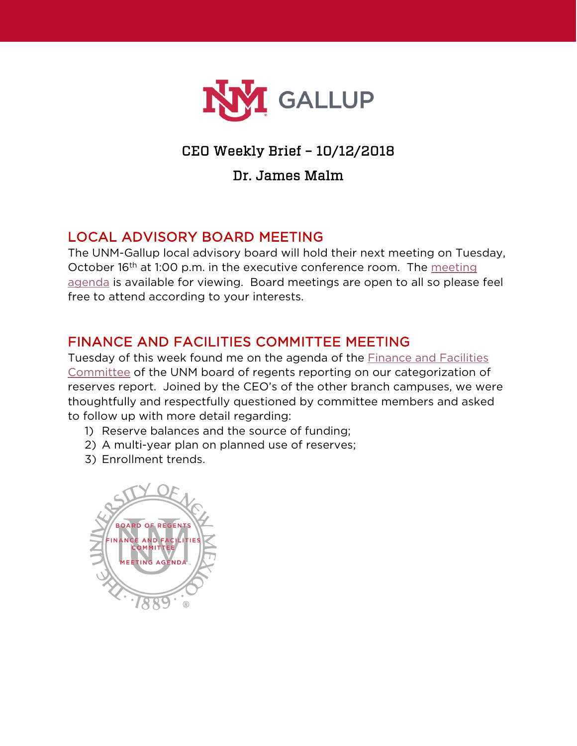# CEO Weekly Brief – 10/12/2018

## Dr. James Malm

## LOCAL ADVISORY BOARD MEETING

The UNM-Gallup local advisory board will hold their next meeting on Tuesday, October 16th at 1:00 p.m. in the executive conference room. The meeting agenda is available for viewing. Board meetings are open to all so please feel free to attend according to your interests.

## FINANCE AND FACILITIES COMMITTEE MEETING

Tuesday of this week found me on the agenda of the Finance and Facilities Committee of the UNM board of regents reporting on our categorization of reserves report. Joined by the CEO's of the other branch campuses, we were thoughtfully and respectfully questioned by committee members and asked to follow up with more detail regarding:

1) Reserve balances and the source of funding;
2) A multi-year plan on planned use of reserves;
3) Enrollment trends.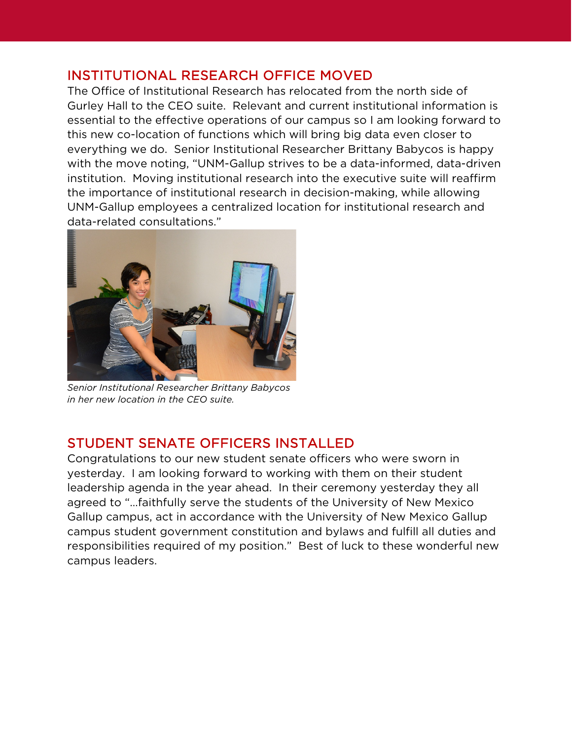## INSTITUTIONAL RESEARCH OFFICE MOVED

The Office of Institutional Research has relocated from the north side of Gurley Hall to the CEO suite. Relevant and current institutional information is essential to the effective operations of our campus so I am looking forward to this new co-location of functions which will bring big data even closer to everything we do. Senior Institutional Researcher Brittany Babycos is happy with the move noting, "UNM-Gallup strives to be a data-informed, data-driven institution. Moving institutional research into the executive suite will reaffirm the importance of institutional research in decision-making, while allowing UNM-Gallup employees a centralized location for institutional research and data-related consultations."

*Senior Institutional Researcher Brittany Babycos in her new location in the CEO suite.*

## STUDENT SENATE OFFICERS INSTALLED

Congratulations to our new student senate officers who were sworn in yesterday. I am looking forward to working with them on their student leadership agenda in the year ahead. In their ceremony yesterday they all agreed to "…faithfully serve the students of the University of New Mexico Gallup campus, act in accordance with the University of New Mexico Gallup campus student government constitution and bylaws and fulfill all duties and responsibilities required of my position." Best of luck to these wonderful new campus leaders.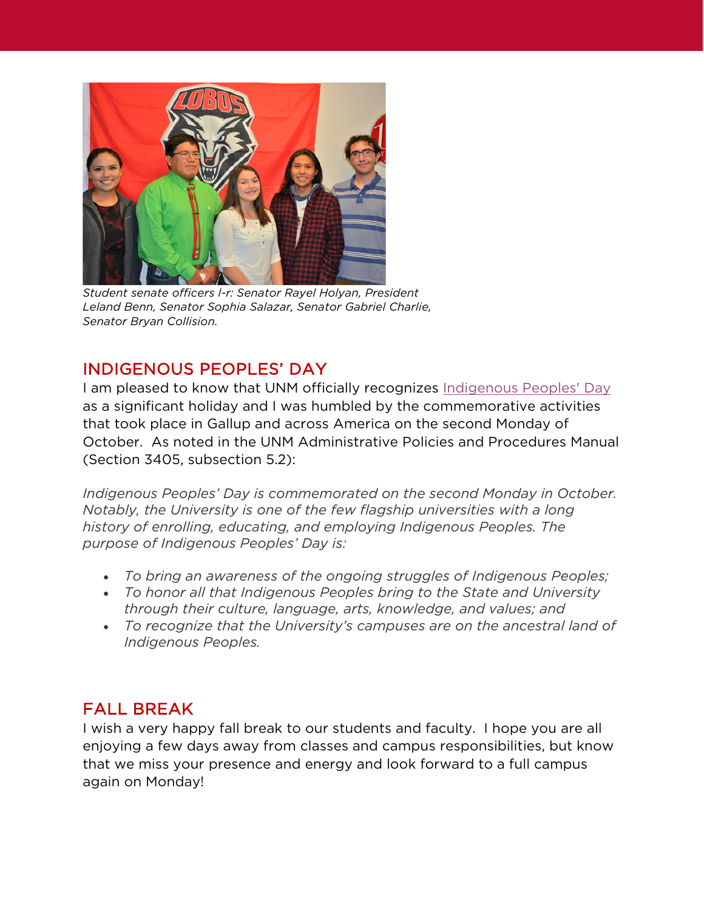*Student senate officers l-r: Senator Rayel Holyan, President Leland Benn, Senator Sophia Salazar, Senator Gabriel Charlie, Senator Bryan Collision.*

## INDIGENOUS PEOPLES' DAY

I am pleased to know that UNM officially recognizes Indigenous Peoples' Day as a significant holiday and I was humbled by the commemorative activities that took place in Gallup and across America on the second Monday of October. As noted in the UNM Administrative Policies and Procedures Manual (Section 3405, subsection 5.2):

*Indigenous Peoples' Day is commemorated on the second Monday in October. Notably, the University is one of the few flagship universities with a long history of enrolling, educating, and employing Indigenous Peoples. The purpose of Indigenous Peoples' Day is:*

- *To bring an awareness of the ongoing struggles of Indigenous Peoples;*
- *To honor all that Indigenous Peoples bring to the State and University through their culture, language, arts, knowledge, and values; and*
- *To recognize that the University's campuses are on the ancestral land of Indigenous Peoples.*

## FALL BREAK

I wish a very happy fall break to our students and faculty. I hope you are all enjoying a few days away from classes and campus responsibilities, but know that we miss your presence and energy and look forward to a full campus again on Monday!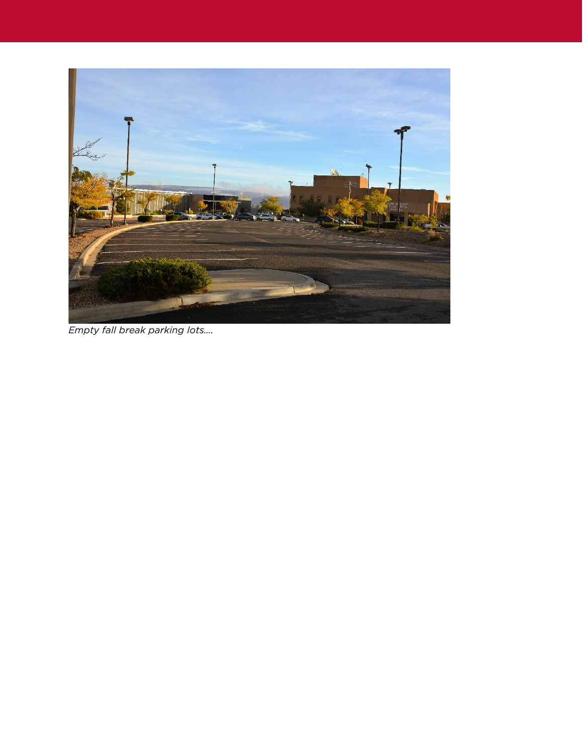*Empty fall break parking lots....*